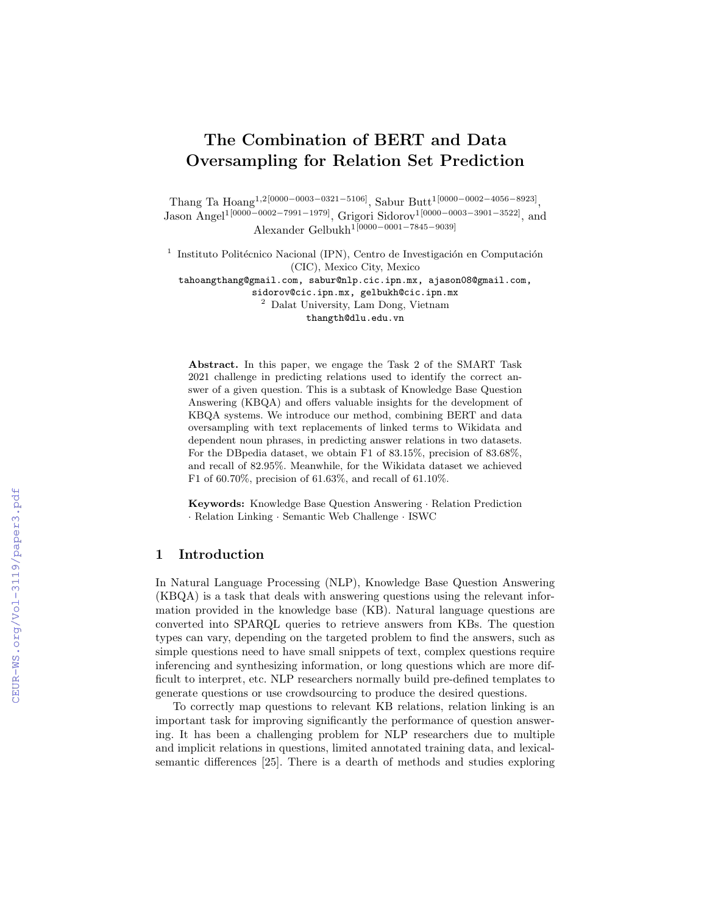# The Combination of BERT and Data Oversampling for Relation Set Prediction

Thang Ta Hoang[1,2][0000-0003-0321-5106], Sabur Butt[1][0000-0002-4056-8923], Jason Angel[1][0000-0002-7991-1979], Grigori Sidorov[1][0000-0003-3901-3522], and Alexander Gelbukh[1][0000-0001-7845-9039]

[1] Instituto Politécnico Nacional (IPN), Centro de Investigación en Computación (CIC), Mexico City, Mexico
tahoangthang@gmail.com, sabur@nlp.cic.ipn.mx, ajason08@gmail.com, sidorov@cic.ipn.mx, gelbukh@cic.ipn.mx

[2] Dalat University, Lam Dong, Vietnam
thangth@dlu.edu.vn

**Abstract.** In this paper, we engage the Task 2 of the SMART Task 2021 challenge in predicting relations used to identify the correct answer of a given question. This is a subtask of Knowledge Base Question Answering (KBQA) and offers valuable insights for the development of KBQA systems. We introduce our method, combining BERT and data oversampling with text replacements of linked terms to Wikidata and dependent noun phrases, in predicting answer relations in two datasets. For the DBpedia dataset, we obtain F1 of 83.15%, precision of 83.68%, and recall of 82.95%. Meanwhile, for the Wikidata dataset we achieved F1 of 60.70%, precision of 61.63%, and recall of 61.10%.

**Keywords:** Knowledge Base Question Answering · Relation Prediction · Relation Linking · Semantic Web Challenge · ISWC

## 1 Introduction

In Natural Language Processing (NLP), Knowledge Base Question Answering (KBQA) is a task that deals with answering questions using the relevant information provided in the knowledge base (KB). Natural language questions are converted into SPARQL queries to retrieve answers from KBs. The question types can vary, depending on the targeted problem to find the answers, such as simple questions need to have small snippets of text, complex questions require inferencing and synthesizing information, or long questions which are more difficult to interpret, etc. NLP researchers normally build pre-defined templates to generate questions or use crowdsourcing to produce the desired questions.

To correctly map questions to relevant KB relations, relation linking is an important task for improving significantly the performance of question answering. It has been a challenging problem for NLP researchers due to multiple and implicit relations in questions, limited annotated training data, and lexical-semantic differences [25]. There is a dearth of methods and studies exploring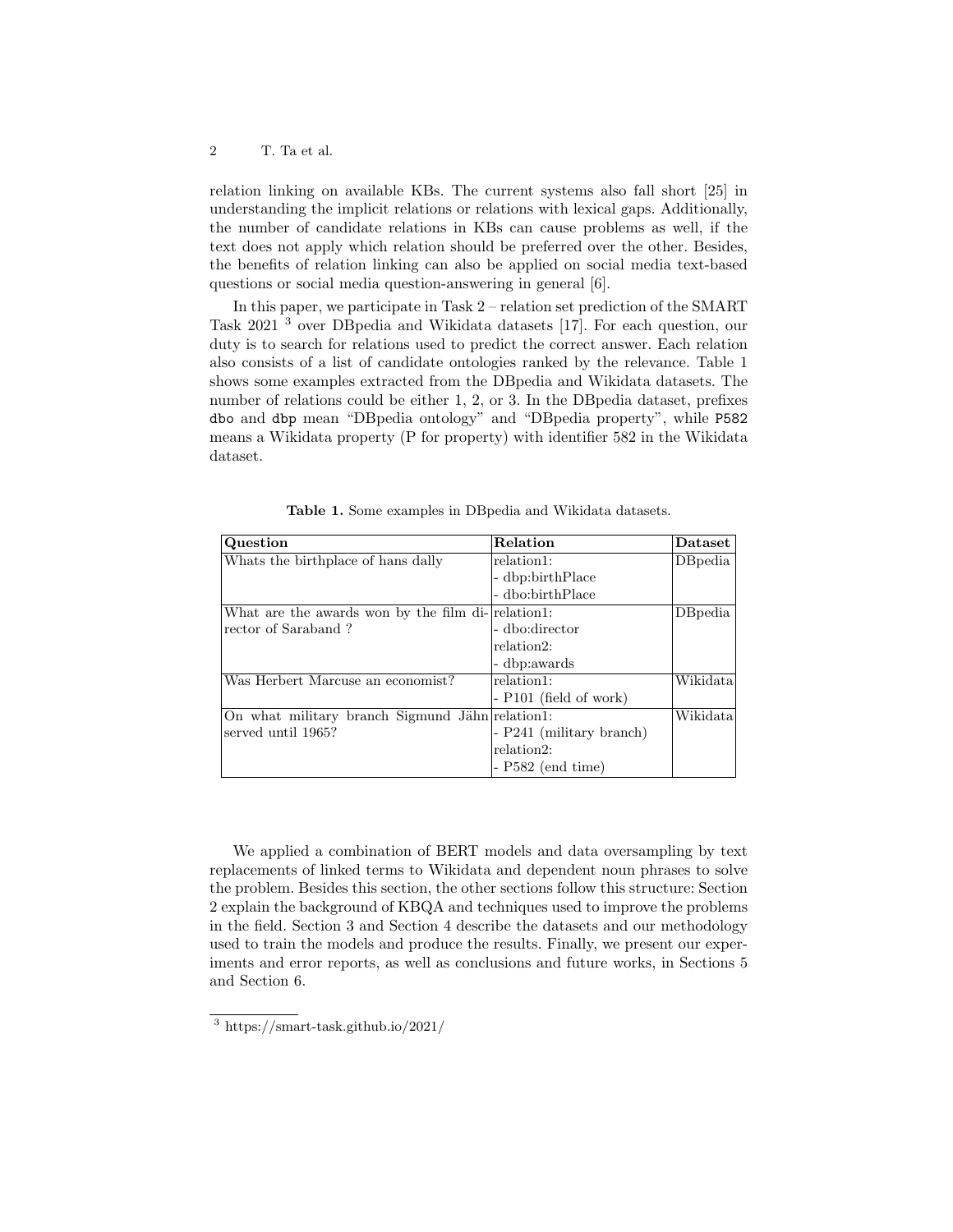relation linking on available KBs. The current systems also fall short [25] in understanding the implicit relations or relations with lexical gaps. Additionally, the number of candidate relations in KBs can cause problems as well, if the text does not apply which relation should be preferred over the other. Besides, the benefits of relation linking can also be applied on social media text-based questions or social media question-answering in general [6].

In this paper, we participate in Task 2 – relation set prediction of the SMART Task 2021 [3] over DBpedia and Wikidata datasets [17]. For each question, our duty is to search for relations used to predict the correct answer. Each relation also consists of a list of candidate ontologies ranked by the relevance. Table 1 shows some examples extracted from the DBpedia and Wikidata datasets. The number of relations could be either 1, 2, or 3. In the DBpedia dataset, prefixes `dbo` and `dbp` mean "DBpedia ontology" and "DBpedia property", while `P582` means a Wikidata property (P for property) with identifier 582 in the Wikidata dataset.

**Table 1.** Some examples in DBpedia and Wikidata datasets.

| Question | Relation | Dataset |
|---|---|---|
| Whats the birthplace of hans dally | relation1:<br>- dbp:birthPlace<br>- dbo:birthPlace | DBpedia |
| What are the awards won by the film director of Saraband ? | relation1:<br>- dbo:director<br>relation2:<br>- dbp:awards | DBpedia |
| Was Herbert Marcuse an economist? | relation1:<br>- P101 (field of work) | Wikidata |
| On what military branch Sigmund Jähn served until 1965? | relation1:<br>- P241 (military branch)<br>relation2:<br>- P582 (end time) | Wikidata |

We applied a combination of BERT models and data oversampling by text replacements of linked terms to Wikidata and dependent noun phrases to solve the problem. Besides this section, the other sections follow this structure: Section 2 explain the background of KBQA and techniques used to improve the problems in the field. Section 3 and Section 4 describe the datasets and our methodology used to train the models and produce the results. Finally, we present our experiments and error reports, as well as conclusions and future works, in Sections 5 and Section 6.

[3] https://smart-task.github.io/2021/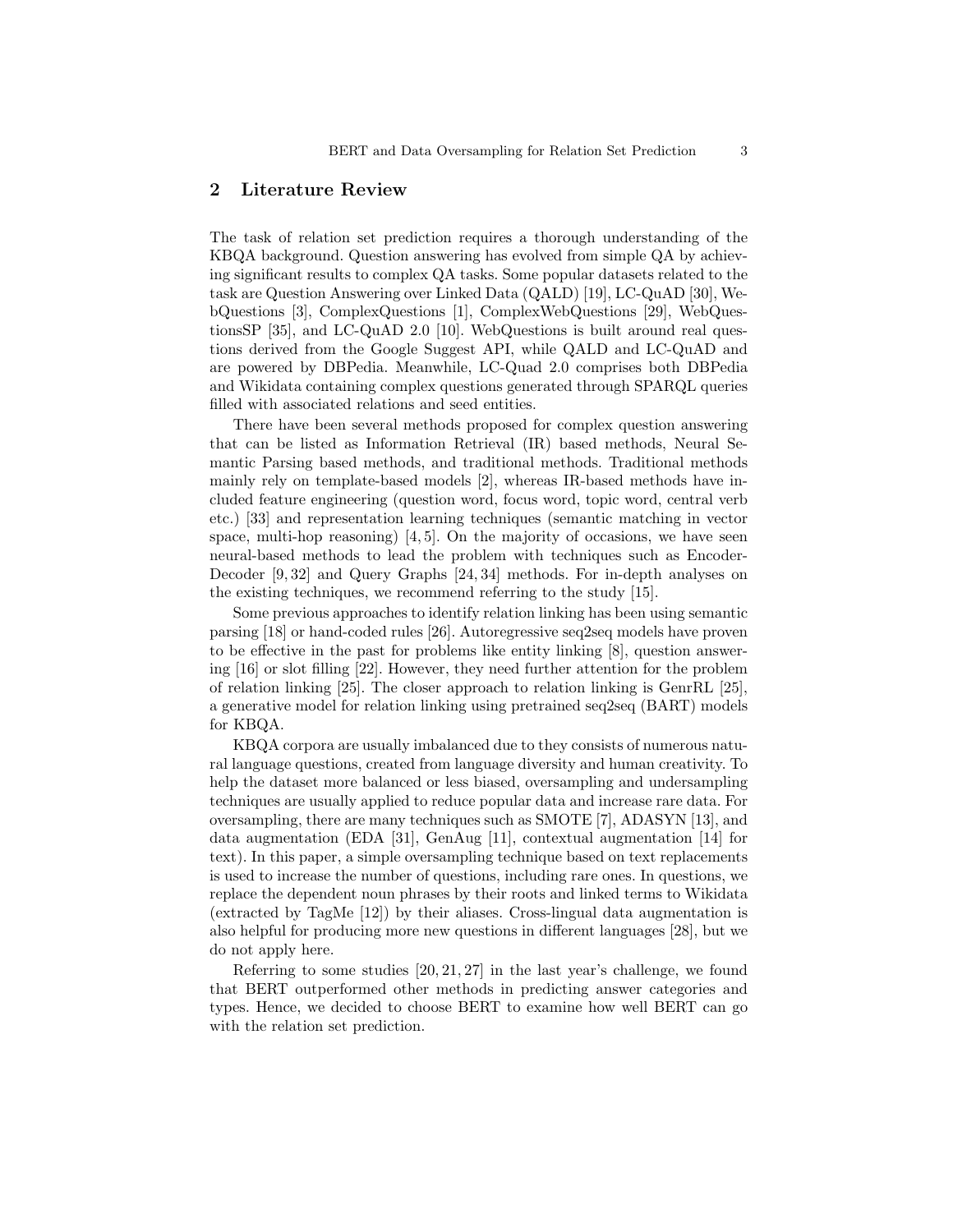## 2 Literature Review

The task of relation set prediction requires a thorough understanding of the KBQA background. Question answering has evolved from simple QA by achieving significant results to complex QA tasks. Some popular datasets related to the task are Question Answering over Linked Data (QALD) [19], LC-QuAD [30], WebQuestions [3], ComplexQuestions [1], ComplexWebQuestions [29], WebQuestionsSP [35], and LC-QuAD 2.0 [10]. WebQuestions is built around real questions derived from the Google Suggest API, while QALD and LC-QuAD and are powered by DBPedia. Meanwhile, LC-Quad 2.0 comprises both DBPedia and Wikidata containing complex questions generated through SPARQL queries filled with associated relations and seed entities.

There have been several methods proposed for complex question answering that can be listed as Information Retrieval (IR) based methods, Neural Semantic Parsing based methods, and traditional methods. Traditional methods mainly rely on template-based models [2], whereas IR-based methods have included feature engineering (question word, focus word, topic word, central verb etc.) [33] and representation learning techniques (semantic matching in vector space, multi-hop reasoning) [4, 5]. On the majority of occasions, we have seen neural-based methods to lead the problem with techniques such as Encoder-Decoder [9, 32] and Query Graphs [24, 34] methods. For in-depth analyses on the existing techniques, we recommend referring to the study [15].

Some previous approaches to identify relation linking has been using semantic parsing [18] or hand-coded rules [26]. Autoregressive seq2seq models have proven to be effective in the past for problems like entity linking [8], question answering [16] or slot filling [22]. However, they need further attention for the problem of relation linking [25]. The closer approach to relation linking is GenrRL [25], a generative model for relation linking using pretrained seq2seq (BART) models for KBQA.

KBQA corpora are usually imbalanced due to they consists of numerous natural language questions, created from language diversity and human creativity. To help the dataset more balanced or less biased, oversampling and undersampling techniques are usually applied to reduce popular data and increase rare data. For oversampling, there are many techniques such as SMOTE [7], ADASYN [13], and data augmentation (EDA [31], GenAug [11], contextual augmentation [14] for text). In this paper, a simple oversampling technique based on text replacements is used to increase the number of questions, including rare ones. In questions, we replace the dependent noun phrases by their roots and linked terms to Wikidata (extracted by TagMe [12]) by their aliases. Cross-lingual data augmentation is also helpful for producing more new questions in different languages [28], but we do not apply here.

Referring to some studies [20, 21, 27] in the last year's challenge, we found that BERT outperformed other methods in predicting answer categories and types. Hence, we decided to choose BERT to examine how well BERT can go with the relation set prediction.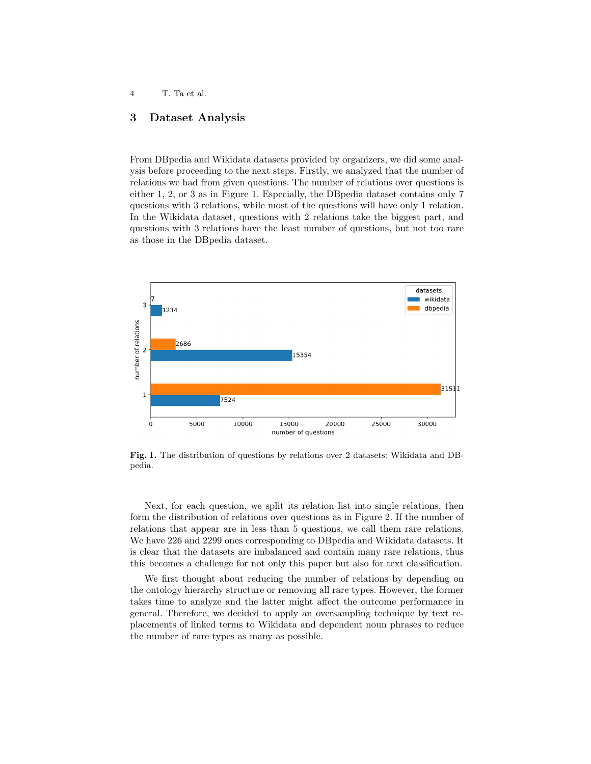## 3 Dataset Analysis

From DBpedia and Wikidata datasets provided by organizers, we did some analysis before proceeding to the next steps. Firstly, we analyzed that the number of relations we had from given questions. The number of relations over questions is either 1, 2, or 3 as in Figure 1. Especially, the DBpedia dataset contains only 7 questions with 3 relations, while most of the questions will have only 1 relation. In the Wikidata dataset, questions with 2 relations take the biggest part, and questions with 3 relations have the least number of questions, but not too rare as those in the DBpedia dataset.

**Fig. 1.** The distribution of questions by relations over 2 datasets: Wikidata and DBpedia.

Next, for each question, we split its relation list into single relations, then form the distribution of relations over questions as in Figure 2. If the number of relations that appear are in less than 5 questions, we call them rare relations. We have 226 and 2299 ones corresponding to DBpedia and Wikidata datasets. It is clear that the datasets are imbalanced and contain many rare relations, thus this becomes a challenge for not only this paper but also for text classification.

We first thought about reducing the number of relations by depending on the ontology hierarchy structure or removing all rare types. However, the former takes time to analyze and the latter might affect the outcome performance in general. Therefore, we decided to apply an oversampling technique by text replacements of linked terms to Wikidata and dependent noun phrases to reduce the number of rare types as many as possible.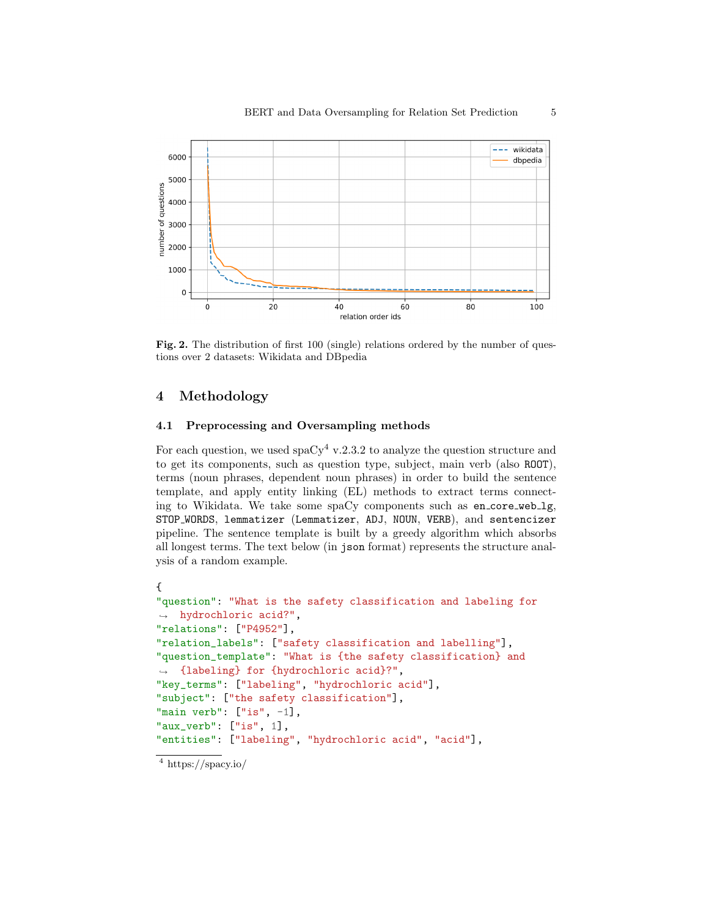Fig. 2. The distribution of first 100 (single) relations ordered by the number of questions over 2 datasets: Wikidata and DBpedia

## 4 Methodology

### 4.1 Preprocessing and Oversampling methods

For each question, we used spaCy[4] v.2.3.2 to analyze the question structure and to get its components, such as question type, subject, main verb (also `ROOT`), terms (noun phrases, dependent noun phrases) in order to build the sentence template, and apply entity linking (EL) methods to extract terms connecting to Wikidata. We take some spaCy components such as `en_core_web_lg`, `STOP_WORDS`, `lemmatizer` (`Lemmatizer`, `ADJ`, `NOUN`, `VERB`), and `sentencizer` pipeline. The sentence template is built by a greedy algorithm which absorbs all longest terms. The text below (in `json` format) represents the structure analysis of a random example.

```
{
"question": "What is the safety classification and labeling for
→  hydrochloric acid?",
"relations": ["P4952"],
"relation_labels": ["safety classification and labelling"],
"question_template": "What is {the safety classification} and
→  {labeling} for {hydrochloric acid}?",
"key_terms": ["labeling", "hydrochloric acid"],
"subject": ["the safety classification"],
"main verb": ["is", -1],
"aux_verb": ["is", 1],
"entities": ["labeling", "hydrochloric acid", "acid"],
```

[4] https://spacy.io/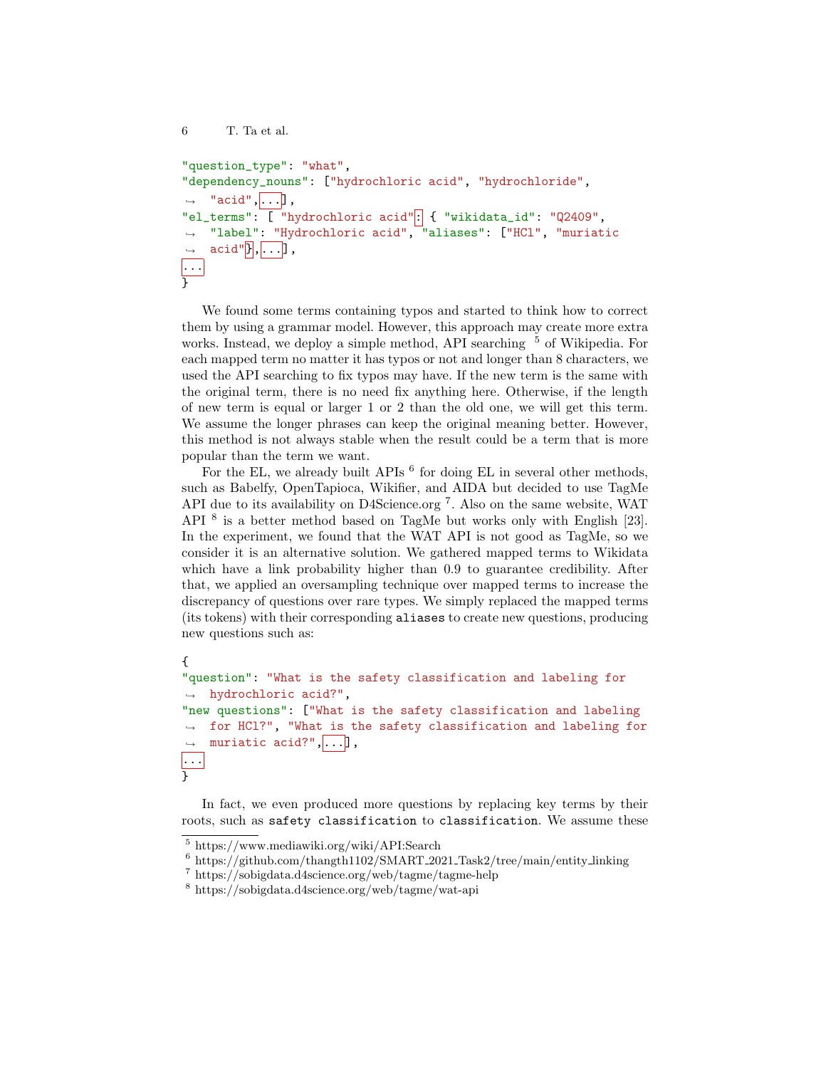```
"question_type": "what",
"dependency_nouns": ["hydrochloric acid", "hydrochloride",
    "acid",...],
"el_terms": [ "hydrochloric acid": { "wikidata_id": "Q2409",
    "label": "Hydrochloric acid", "aliases": ["HCl", "muriatic
    acid"},...],
...
}
```

We found some terms containing typos and started to think how to correct them by using a grammar model. However, this approach may create more extra works. Instead, we deploy a simple method, API searching [5] of Wikipedia. For each mapped term no matter it has typos or not and longer than 8 characters, we used the API searching to fix typos may have. If the new term is the same with the original term, there is no need fix anything here. Otherwise, if the length of new term is equal or larger 1 or 2 than the old one, we will get this term. We assume the longer phrases can keep the original meaning better. However, this method is not always stable when the result could be a term that is more popular than the term we want.

For the EL, we already built APIs [6] for doing EL in several other methods, such as Babelfy, OpenTapioca, Wikifier, and AIDA but decided to use TagMe API due to its availability on D4Science.org [7]. Also on the same website, WAT API [8] is a better method based on TagMe but works only with English [23]. In the experiment, we found that the WAT API is not good as TagMe, so we consider it is an alternative solution. We gathered mapped terms to Wikidata which have a link probability higher than 0.9 to guarantee credibility. After that, we applied an oversampling technique over mapped terms to increase the discrepancy of questions over rare types. We simply replaced the mapped terms (its tokens) with their corresponding `aliases` to create new questions, producing new questions such as:

```
{
"question": "What is the safety classification and labeling for
    hydrochloric acid?",
"new questions": ["What is the safety classification and labeling
    for HCl?", "What is the safety classification and labeling for
    muriatic acid?",...],
...
}
```

In fact, we even produced more questions by replacing key terms by their roots, such as `safety classification` to `classification`. We assume these

---

[5] https://www.mediawiki.org/wiki/API:Search

[6] https://github.com/thangth1102/SMART_2021_Task2/tree/main/entity_linking

[7] https://sobigdata.d4science.org/web/tagme/tagme-help

[8] https://sobigdata.d4science.org/web/tagme/wat-api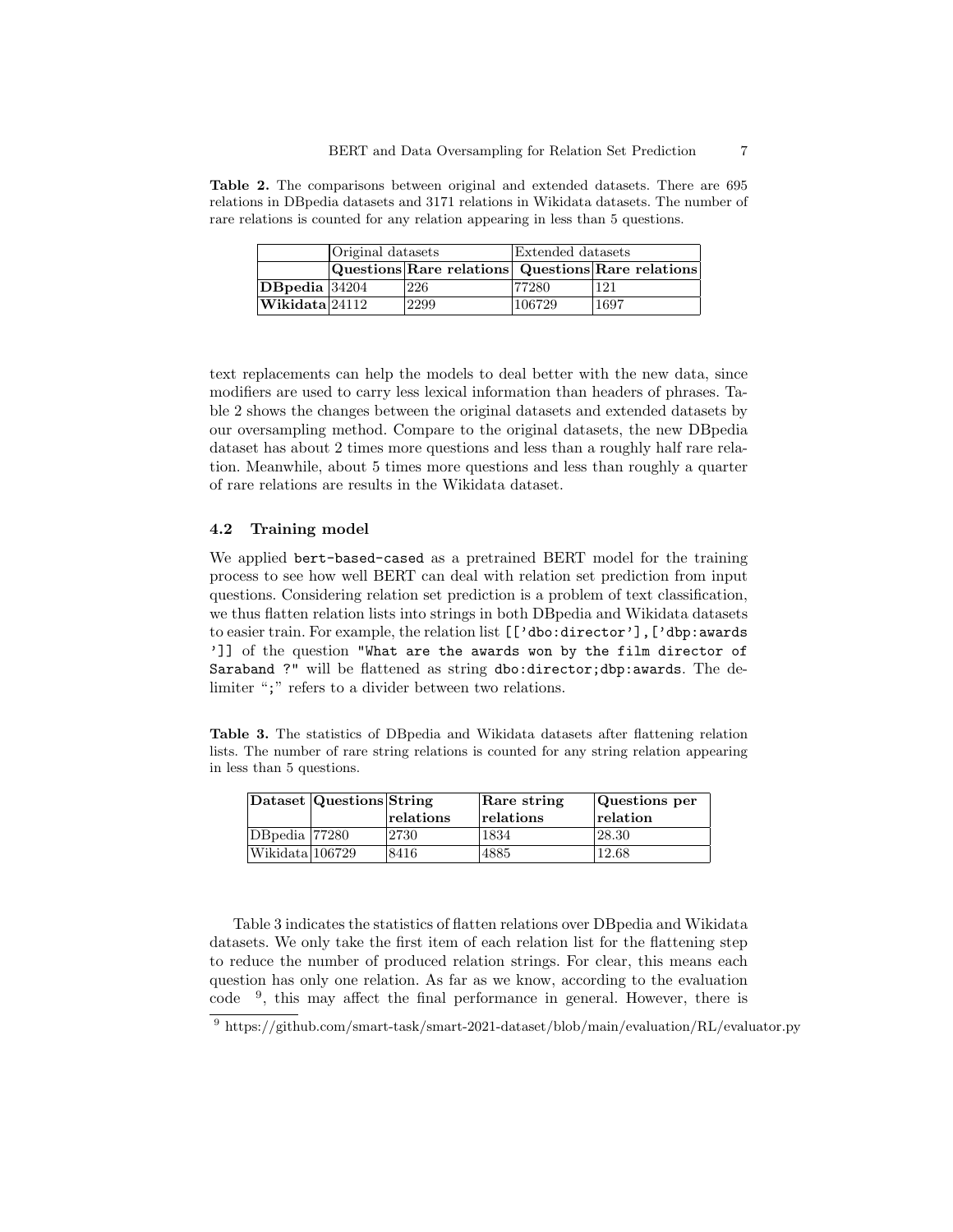**Table 2.** The comparisons between original and extended datasets. There are 695 relations in DBpedia datasets and 3171 relations in Wikidata datasets. The number of rare relations is counted for any relation appearing in less than 5 questions.

| | Original datasets | | Extended datasets | |
|---|---|---|---|---|
| | **Questions** | **Rare relations** | **Questions** | **Rare relations** |
| **DBpedia** | 34204 | 226 | 77280 | 121 |
| **Wikidata** | 24112 | 2299 | 106729 | 1697 |

text replacements can help the models to deal better with the new data, since modifiers are used to carry less lexical information than headers of phrases. Table 2 shows the changes between the original datasets and extended datasets by our oversampling method. Compare to the original datasets, the new DBpedia dataset has about 2 times more questions and less than a roughly half rare relation. Meanwhile, about 5 times more questions and less than roughly a quarter of rare relations are results in the Wikidata dataset.

### 4.2 Training model

We applied `bert-based-cased` as a pretrained BERT model for the training process to see how well BERT can deal with relation set prediction from input questions. Considering relation set prediction is a problem of text classification, we thus flatten relation lists into strings in both DBpedia and Wikidata datasets to easier train. For example, the relation list `[['dbo:director'],['dbp:awards']]` of the question `"What are the awards won by the film director of Saraband ?"` will be flattened as string `dbo:director;dbp:awards`. The delimiter "`;`" refers to a divider between two relations.

**Table 3.** The statistics of DBpedia and Wikidata datasets after flattening relation lists. The number of rare string relations is counted for any string relation appearing in less than 5 questions.

| **Dataset** | **Questions** | **String relations** | **Rare string relations** | **Questions per relation** |
|---|---|---|---|---|
| DBpedia | 77280 | 2730 | 1834 | 28.30 |
| Wikidata | 106729 | 8416 | 4885 | 12.68 |

Table 3 indicates the statistics of flatten relations over DBpedia and Wikidata datasets. We only take the first item of each relation list for the flattening step to reduce the number of produced relation strings. For clear, this means each question has only one relation. As far as we know, according to the evaluation code [9], this may affect the final performance in general. However, there is

[9] https://github.com/smart-task/smart-2021-dataset/blob/main/evaluation/RL/evaluator.py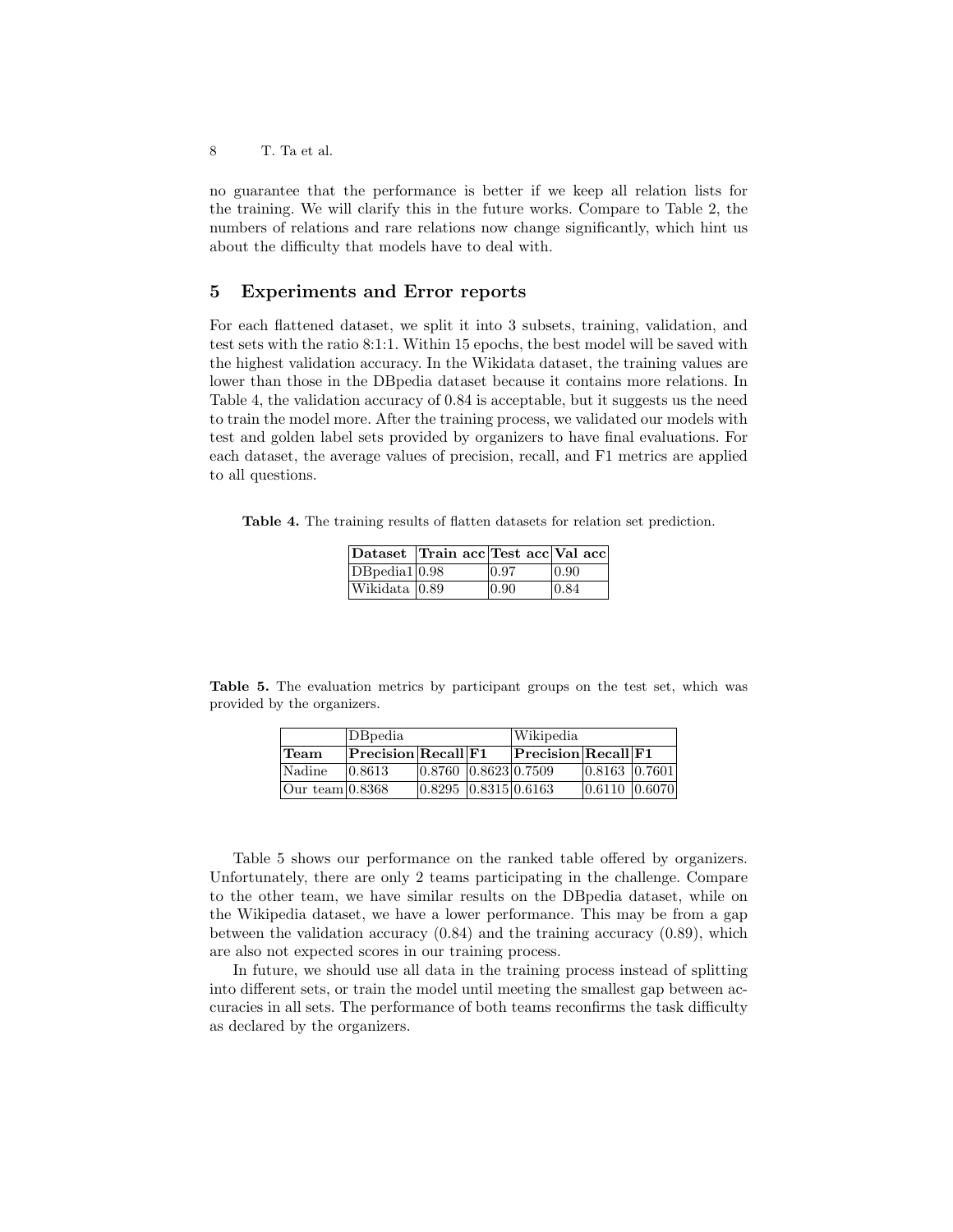no guarantee that the performance is better if we keep all relation lists for the training. We will clarify this in the future works. Compare to Table 2, the numbers of relations and rare relations now change significantly, which hint us about the difficulty that models have to deal with.

## 5 Experiments and Error reports

For each flattened dataset, we split it into 3 subsets, training, validation, and test sets with the ratio 8:1:1. Within 15 epochs, the best model will be saved with the highest validation accuracy. In the Wikidata dataset, the training values are lower than those in the DBpedia dataset because it contains more relations. In Table 4, the validation accuracy of 0.84 is acceptable, but it suggests us the need to train the model more. After the training process, we validated our models with test and golden label sets provided by organizers to have final evaluations. For each dataset, the average values of precision, recall, and F1 metrics are applied to all questions.

**Table 4.** The training results of flatten datasets for relation set prediction.

| Dataset | Train acc | Test acc | Val acc |
|---|---|---|---|
| DBpedia1 | 0.98 | 0.97 | 0.90 |
| Wikidata | 0.89 | 0.90 | 0.84 |

**Table 5.** The evaluation metrics by participant groups on the test set, which was provided by the organizers.

| | DBpedia | | | Wikipedia | | |
|---|---|---|---|---|---|---|
| **Team** | **Precision** | **Recall** | **F1** | **Precision** | **Recall** | **F1** |
| Nadine | 0.8613 | 0.8760 | 0.8623 | 0.7509 | 0.8163 | 0.7601 |
| Our team | 0.8368 | 0.8295 | 0.8315 | 0.6163 | 0.6110 | 0.6070 |

Table 5 shows our performance on the ranked table offered by organizers. Unfortunately, there are only 2 teams participating in the challenge. Compare to the other team, we have similar results on the DBpedia dataset, while on the Wikipedia dataset, we have a lower performance. This may be from a gap between the validation accuracy (0.84) and the training accuracy (0.89), which are also not expected scores in our training process.

In future, we should use all data in the training process instead of splitting into different sets, or train the model until meeting the smallest gap between accuracies in all sets. The performance of both teams reconfirms the task difficulty as declared by the organizers.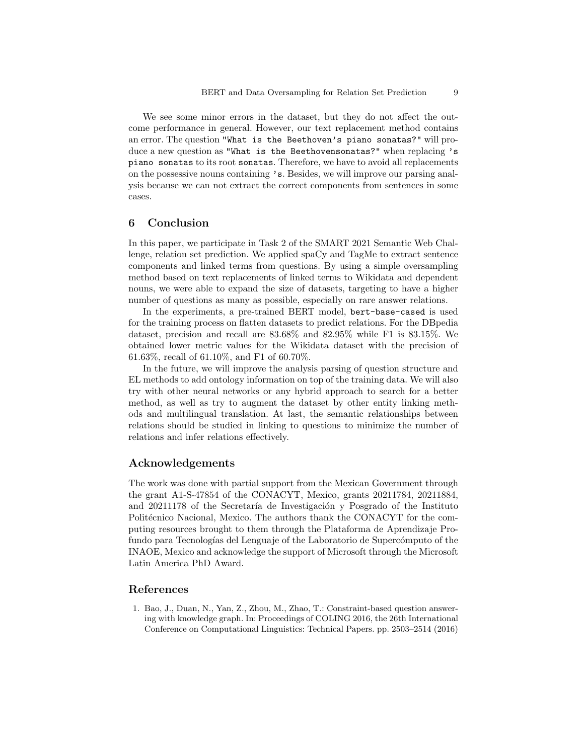We see some minor errors in the dataset, but they do not affect the outcome performance in general. However, our text replacement method contains an error. The question `"What is the Beethoven's piano sonatas?"` will produce a new question as `"What is the Beethovensonatas?"` when replacing `'s piano sonatas` to its root `sonatas`. Therefore, we have to avoid all replacements on the possessive nouns containing `'s`. Besides, we will improve our parsing analysis because we can not extract the correct components from sentences in some cases.

## 6 Conclusion

In this paper, we participate in Task 2 of the SMART 2021 Semantic Web Challenge, relation set prediction. We applied spaCy and TagMe to extract sentence components and linked terms from questions. By using a simple oversampling method based on text replacements of linked terms to Wikidata and dependent nouns, we were able to expand the size of datasets, targeting to have a higher number of questions as many as possible, especially on rare answer relations.

In the experiments, a pre-trained BERT model, `bert-base-cased` is used for the training process on flatten datasets to predict relations. For the DBpedia dataset, precision and recall are 83.68% and 82.95% while F1 is 83.15%. We obtained lower metric values for the Wikidata dataset with the precision of 61.63%, recall of 61.10%, and F1 of 60.70%.

In the future, we will improve the analysis parsing of question structure and EL methods to add ontology information on top of the training data. We will also try with other neural networks or any hybrid approach to search for a better method, as well as try to augment the dataset by other entity linking methods and multilingual translation. At last, the semantic relationships between relations should be studied in linking to questions to minimize the number of relations and infer relations effectively.

## Acknowledgements

The work was done with partial support from the Mexican Government through the grant A1-S-47854 of the CONACYT, Mexico, grants 20211784, 20211884, and 20211178 of the Secretaría de Investigación y Posgrado of the Instituto Politécnico Nacional, Mexico. The authors thank the CONACYT for the computing resources brought to them through the Plataforma de Aprendizaje Profundo para Tecnologías del Lenguaje of the Laboratorio de Supercómputo of the INAOE, Mexico and acknowledge the support of Microsoft through the Microsoft Latin America PhD Award.

## References

1. Bao, J., Duan, N., Yan, Z., Zhou, M., Zhao, T.: Constraint-based question answering with knowledge graph. In: Proceedings of COLING 2016, the 26th International Conference on Computational Linguistics: Technical Papers. pp. 2503–2514 (2016)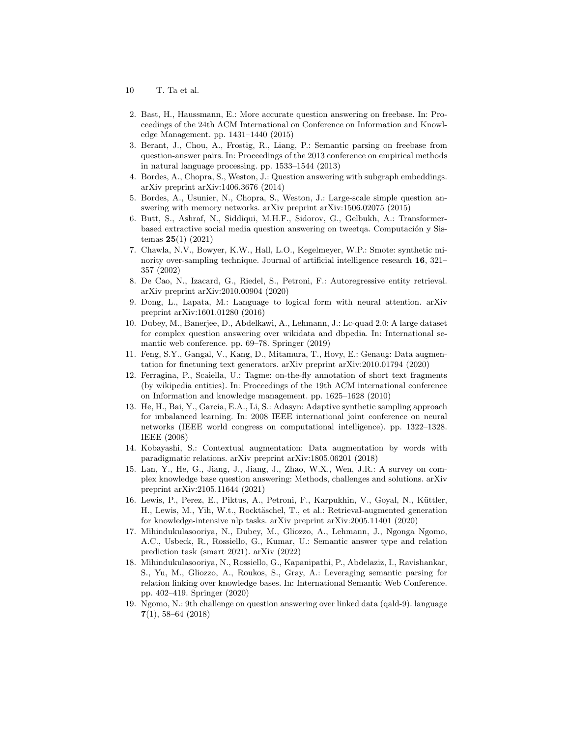2. Bast, H., Haussmann, E.: More accurate question answering on freebase. In: Proceedings of the 24th ACM International on Conference on Information and Knowledge Management. pp. 1431–1440 (2015)
3. Berant, J., Chou, A., Frostig, R., Liang, P.: Semantic parsing on freebase from question-answer pairs. In: Proceedings of the 2013 conference on empirical methods in natural language processing. pp. 1533–1544 (2013)
4. Bordes, A., Chopra, S., Weston, J.: Question answering with subgraph embeddings. arXiv preprint arXiv:1406.3676 (2014)
5. Bordes, A., Usunier, N., Chopra, S., Weston, J.: Large-scale simple question answering with memory networks. arXiv preprint arXiv:1506.02075 (2015)
6. Butt, S., Ashraf, N., Siddiqui, M.H.F., Sidorov, G., Gelbukh, A.: Transformer-based extractive social media question answering on tweetqa. Computación y Sistemas **25**(1) (2021)
7. Chawla, N.V., Bowyer, K.W., Hall, L.O., Kegelmeyer, W.P.: Smote: synthetic minority over-sampling technique. Journal of artificial intelligence research **16**, 321–357 (2002)
8. De Cao, N., Izacard, G., Riedel, S., Petroni, F.: Autoregressive entity retrieval. arXiv preprint arXiv:2010.00904 (2020)
9. Dong, L., Lapata, M.: Language to logical form with neural attention. arXiv preprint arXiv:1601.01280 (2016)
10. Dubey, M., Banerjee, D., Abdelkawi, A., Lehmann, J.: Lc-quad 2.0: A large dataset for complex question answering over wikidata and dbpedia. In: International semantic web conference. pp. 69–78. Springer (2019)
11. Feng, S.Y., Gangal, V., Kang, D., Mitamura, T., Hovy, E.: Genaug: Data augmentation for finetuning text generators. arXiv preprint arXiv:2010.01794 (2020)
12. Ferragina, P., Scaiella, U.: Tagme: on-the-fly annotation of short text fragments (by wikipedia entities). In: Proceedings of the 19th ACM international conference on Information and knowledge management. pp. 1625–1628 (2010)
13. He, H., Bai, Y., Garcia, E.A., Li, S.: Adasyn: Adaptive synthetic sampling approach for imbalanced learning. In: 2008 IEEE international joint conference on neural networks (IEEE world congress on computational intelligence). pp. 1322–1328. IEEE (2008)
14. Kobayashi, S.: Contextual augmentation: Data augmentation by words with paradigmatic relations. arXiv preprint arXiv:1805.06201 (2018)
15. Lan, Y., He, G., Jiang, J., Jiang, J., Zhao, W.X., Wen, J.R.: A survey on complex knowledge base question answering: Methods, challenges and solutions. arXiv preprint arXiv:2105.11644 (2021)
16. Lewis, P., Perez, E., Piktus, A., Petroni, F., Karpukhin, V., Goyal, N., Küttler, H., Lewis, M., Yih, W.t., Rocktäschel, T., et al.: Retrieval-augmented generation for knowledge-intensive nlp tasks. arXiv preprint arXiv:2005.11401 (2020)
17. Mihindukulasooriya, N., Dubey, M., Gliozzo, A., Lehmann, J., Ngonga Ngomo, A.C., Usbeck, R., Rossiello, G., Kumar, U.: Semantic answer type and relation prediction task (smart 2021). arXiv (2022)
18. Mihindukulasooriya, N., Rossiello, G., Kapanipathi, P., Abdelaziz, I., Ravishankar, S., Yu, M., Gliozzo, A., Roukos, S., Gray, A.: Leveraging semantic parsing for relation linking over knowledge bases. In: International Semantic Web Conference. pp. 402–419. Springer (2020)
19. Ngomo, N.: 9th challenge on question answering over linked data (qald-9). language **7**(1), 58–64 (2018)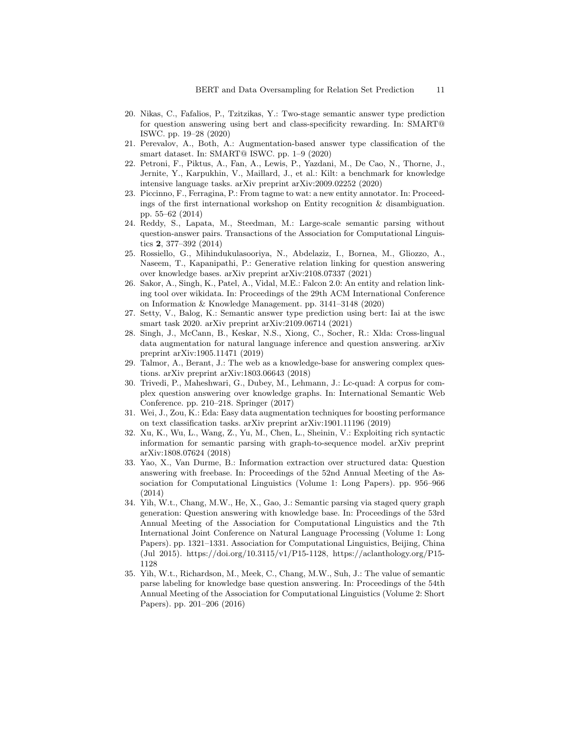20. Nikas, C., Fafalios, P., Tzitzikas, Y.: Two-stage semantic answer type prediction for question answering using bert and class-specificity rewarding. In: SMART@ ISWC. pp. 19–28 (2020)
21. Perevalov, A., Both, A.: Augmentation-based answer type classification of the smart dataset. In: SMART@ ISWC. pp. 1–9 (2020)
22. Petroni, F., Piktus, A., Fan, A., Lewis, P., Yazdani, M., De Cao, N., Thorne, J., Jernite, Y., Karpukhin, V., Maillard, J., et al.: Kilt: a benchmark for knowledge intensive language tasks. arXiv preprint arXiv:2009.02252 (2020)
23. Piccinno, F., Ferragina, P.: From tagme to wat: a new entity annotator. In: Proceedings of the first international workshop on Entity recognition & disambiguation. pp. 55–62 (2014)
24. Reddy, S., Lapata, M., Steedman, M.: Large-scale semantic parsing without question-answer pairs. Transactions of the Association for Computational Linguistics **2**, 377–392 (2014)
25. Rossiello, G., Mihindukulasooriya, N., Abdelaziz, I., Bornea, M., Gliozzo, A., Naseem, T., Kapanipathi, P.: Generative relation linking for question answering over knowledge bases. arXiv preprint arXiv:2108.07337 (2021)
26. Sakor, A., Singh, K., Patel, A., Vidal, M.E.: Falcon 2.0: An entity and relation linking tool over wikidata. In: Proceedings of the 29th ACM International Conference on Information & Knowledge Management. pp. 3141–3148 (2020)
27. Setty, V., Balog, K.: Semantic answer type prediction using bert: Iai at the iswc smart task 2020. arXiv preprint arXiv:2109.06714 (2021)
28. Singh, J., McCann, B., Keskar, N.S., Xiong, C., Socher, R.: Xlda: Cross-lingual data augmentation for natural language inference and question answering. arXiv preprint arXiv:1905.11471 (2019)
29. Talmor, A., Berant, J.: The web as a knowledge-base for answering complex questions. arXiv preprint arXiv:1803.06643 (2018)
30. Trivedi, P., Maheshwari, G., Dubey, M., Lehmann, J.: Lc-quad: A corpus for complex question answering over knowledge graphs. In: International Semantic Web Conference. pp. 210–218. Springer (2017)
31. Wei, J., Zou, K.: Eda: Easy data augmentation techniques for boosting performance on text classification tasks. arXiv preprint arXiv:1901.11196 (2019)
32. Xu, K., Wu, L., Wang, Z., Yu, M., Chen, L., Sheinin, V.: Exploiting rich syntactic information for semantic parsing with graph-to-sequence model. arXiv preprint arXiv:1808.07624 (2018)
33. Yao, X., Van Durme, B.: Information extraction over structured data: Question answering with freebase. In: Proceedings of the 52nd Annual Meeting of the Association for Computational Linguistics (Volume 1: Long Papers). pp. 956–966 (2014)
34. Yih, W.t., Chang, M.W., He, X., Gao, J.: Semantic parsing via staged query graph generation: Question answering with knowledge base. In: Proceedings of the 53rd Annual Meeting of the Association for Computational Linguistics and the 7th International Joint Conference on Natural Language Processing (Volume 1: Long Papers). pp. 1321–1331. Association for Computational Linguistics, Beijing, China (Jul 2015). https://doi.org/10.3115/v1/P15-1128, https://aclanthology.org/P15-1128
35. Yih, W.t., Richardson, M., Meek, C., Chang, M.W., Suh, J.: The value of semantic parse labeling for knowledge base question answering. In: Proceedings of the 54th Annual Meeting of the Association for Computational Linguistics (Volume 2: Short Papers). pp. 201–206 (2016)